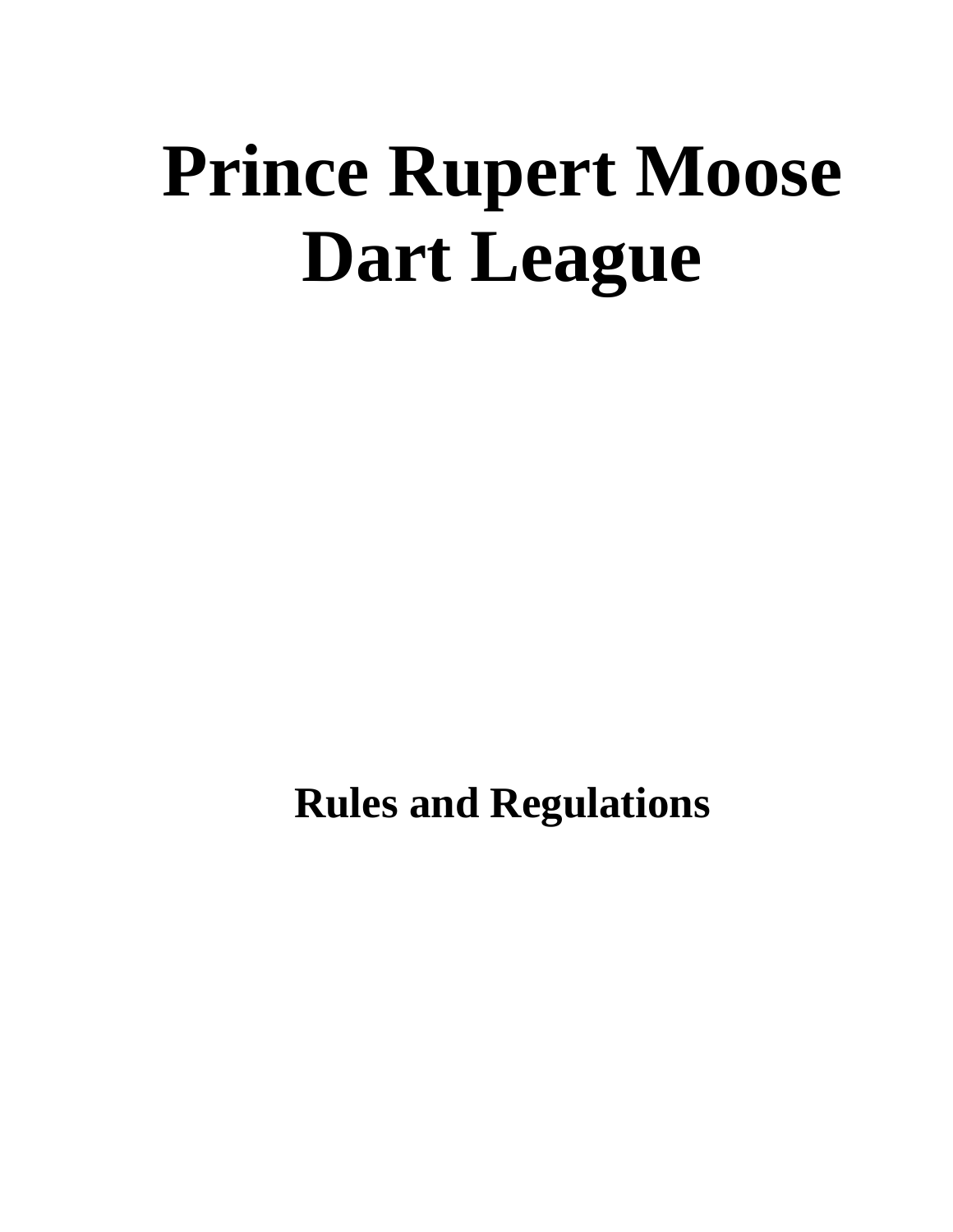# Prince Rupert Moose Dart League

## Rules and Regulations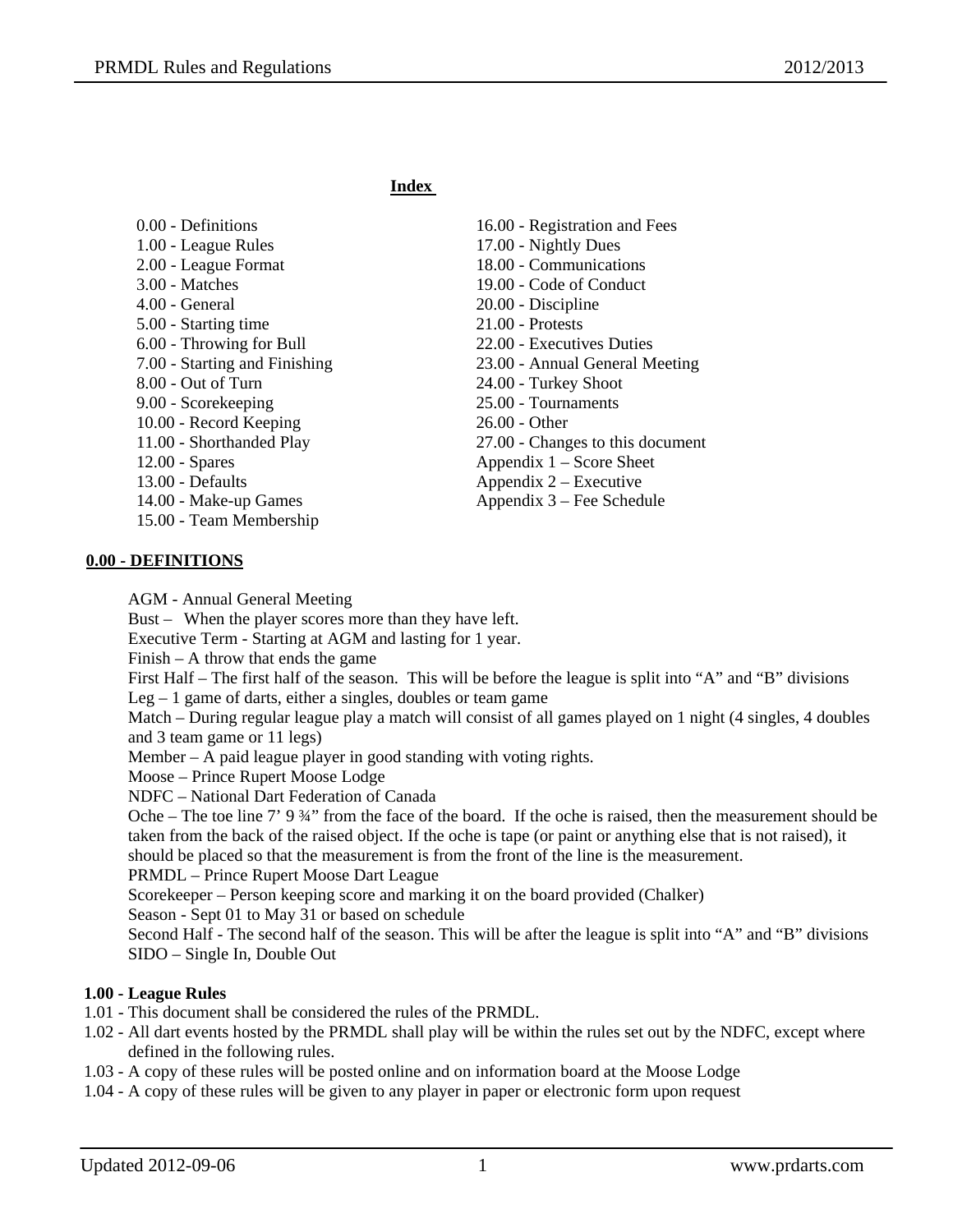**Index**

0.00 - Definitions
1.00 - League Rules
2.00 - League Format
3.00 - Matches
4.00 - General
5.00 - Starting time
6.00 - Throwing for Bull
7.00 - Starting and Finishing
8.00 - Out of Turn
9.00 - Scorekeeping
10.00 - Record Keeping
11.00 - Shorthanded Play
12.00 - Spares
13.00 - Defaults
14.00 - Make-up Games
15.00 - Team Membership
16.00 - Registration and Fees
17.00 - Nightly Dues
18.00 - Communications
19.00 - Code of Conduct
20.00 - Discipline
21.00 - Protests
22.00 - Executives Duties
23.00 - Annual General Meeting
24.00 - Turkey Shoot
25.00 - Tournaments
26.00 - Other
27.00 - Changes to this document
Appendix 1 – Score Sheet
Appendix 2 – Executive
Appendix 3 – Fee Schedule

## 0.00 - DEFINITIONS

AGM - Annual General Meeting
Bust – When the player scores more than they have left.
Executive Term - Starting at AGM and lasting for 1 year.
Finish – A throw that ends the game
First Half – The first half of the season. This will be before the league is split into "A" and "B" divisions
Leg – 1 game of darts, either a singles, doubles or team game
Match – During regular league play a match will consist of all games played on 1 night (4 singles, 4 doubles and 3 team game or 11 legs)
Member – A paid league player in good standing with voting rights.
Moose – Prince Rupert Moose Lodge
NDFC – National Dart Federation of Canada
Oche – The toe line 7' 9 ¾" from the face of the board. If the oche is raised, then the measurement should be taken from the back of the raised object. If the oche is tape (or paint or anything else that is not raised), it should be placed so that the measurement is from the front of the line is the measurement.
PRMDL – Prince Rupert Moose Dart League
Scorekeeper – Person keeping score and marking it on the board provided (Chalker)
Season - Sept 01 to May 31 or based on schedule
Second Half - The second half of the season. This will be after the league is split into "A" and "B" divisions
SIDO – Single In, Double Out

## 1.00 - League Rules

1.01 - This document shall be considered the rules of the PRMDL.
1.02 - All dart events hosted by the PRMDL shall play will be within the rules set out by the NDFC, except where defined in the following rules.
1.03 - A copy of these rules will be posted online and on information board at the Moose Lodge
1.04 - A copy of these rules will be given to any player in paper or electronic form upon request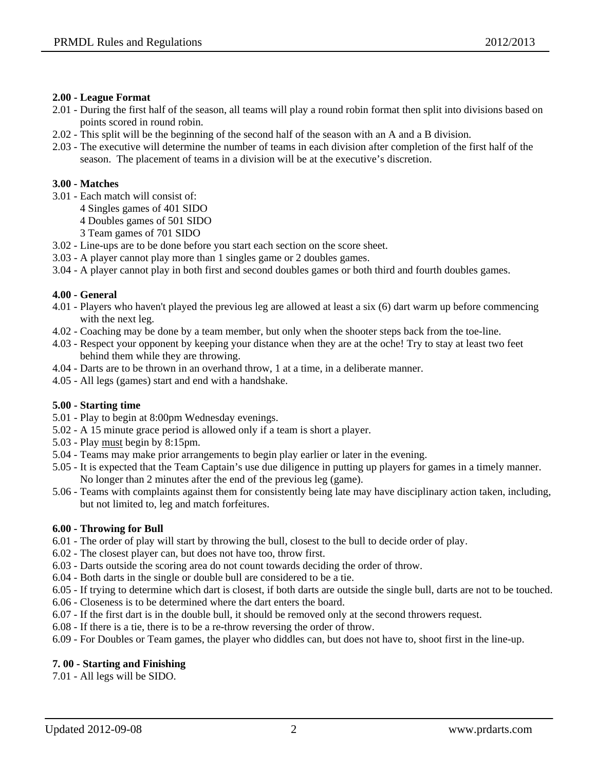**2.00 - League Format**

2.01 - During the first half of the season, all teams will play a round robin format then split into divisions based on points scored in round robin.

2.02 - This split will be the beginning of the second half of the season with an A and a B division.

2.03 - The executive will determine the number of teams in each division after completion of the first half of the season. The placement of teams in a division will be at the executive's discretion.

**3.00 - Matches**

3.01 - Each match will consist of:

- 4 Singles games of 401 SIDO
- 4 Doubles games of 501 SIDO
- 3 Team games of 701 SIDO

3.02 - Line-ups are to be done before you start each section on the score sheet.

3.03 - A player cannot play more than 1 singles game or 2 doubles games.

3.04 - A player cannot play in both first and second doubles games or both third and fourth doubles games.

**4.00 - General**

4.01 - Players who haven't played the previous leg are allowed at least a six (6) dart warm up before commencing with the next leg.

4.02 - Coaching may be done by a team member, but only when the shooter steps back from the toe-line.

4.03 - Respect your opponent by keeping your distance when they are at the oche! Try to stay at least two feet behind them while they are throwing.

4.04 - Darts are to be thrown in an overhand throw, 1 at a time, in a deliberate manner.

4.05 - All legs (games) start and end with a handshake.

**5.00 - Starting time**

5.01 - Play to begin at 8:00pm Wednesday evenings.

5.02 - A 15 minute grace period is allowed only if a team is short a player.

5.03 - Play <u>must</u> begin by 8:15pm.

5.04 - Teams may make prior arrangements to begin play earlier or later in the evening.

5.05 - It is expected that the Team Captain's use due diligence in putting up players for games in a timely manner. No longer than 2 minutes after the end of the previous leg (game).

5.06 - Teams with complaints against them for consistently being late may have disciplinary action taken, including, but not limited to, leg and match forfeitures.

**6.00 - Throwing for Bull**

6.01 - The order of play will start by throwing the bull, closest to the bull to decide order of play.

6.02 - The closest player can, but does not have too, throw first.

6.03 - Darts outside the scoring area do not count towards deciding the order of throw.

6.04 - Both darts in the single or double bull are considered to be a tie.

6.05 - If trying to determine which dart is closest, if both darts are outside the single bull, darts are not to be touched.

6.06 - Closeness is to be determined where the dart enters the board.

6.07 - If the first dart is in the double bull, it should be removed only at the second throwers request.

6.08 - If there is a tie, there is to be a re-throw reversing the order of throw.

6.09 - For Doubles or Team games, the player who diddles can, but does not have to, shoot first in the line-up.

**7. 00 - Starting and Finishing**

7.01 - All legs will be SIDO.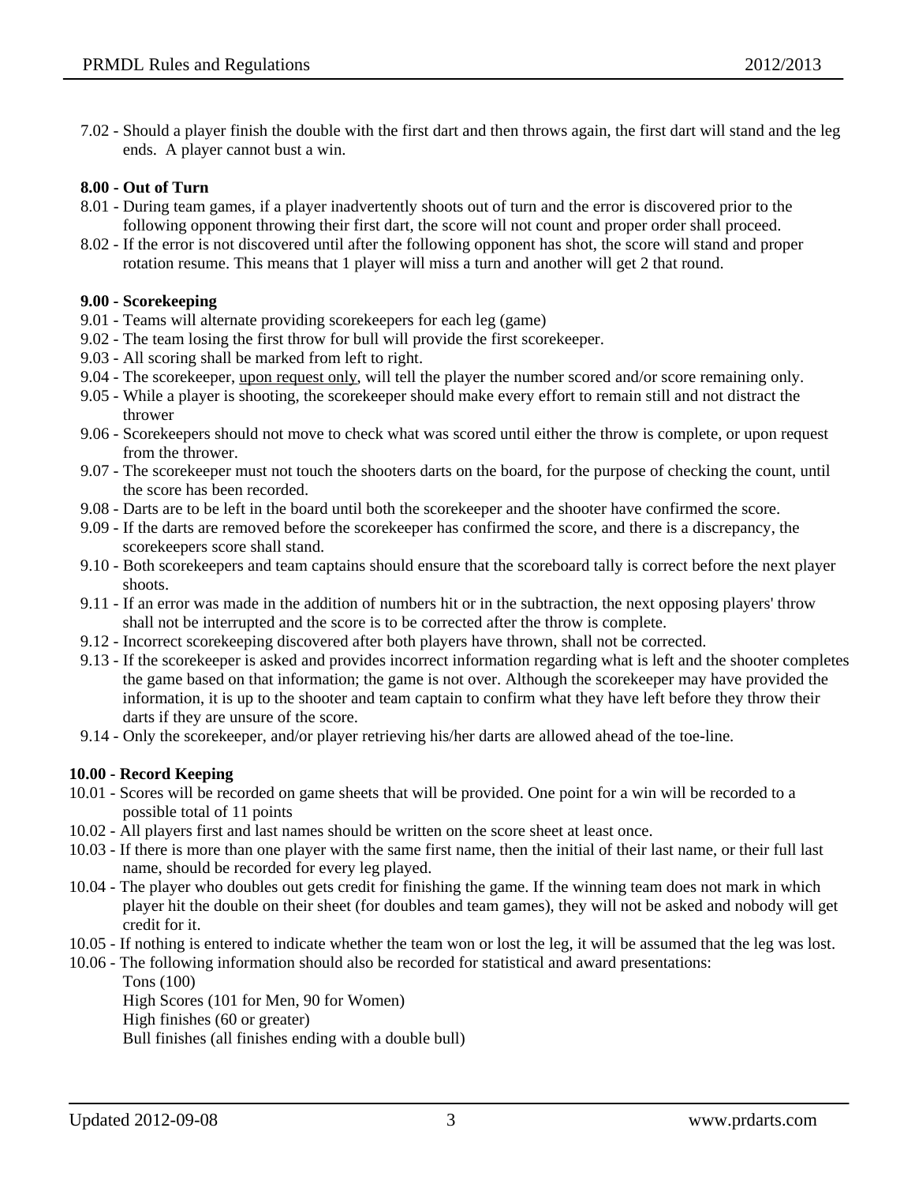7.02 - Should a player finish the double with the first dart and then throws again, the first dart will stand and the leg ends. A player cannot bust a win.

**8.00 - Out of Turn**

8.01 - During team games, if a player inadvertently shoots out of turn and the error is discovered prior to the following opponent throwing their first dart, the score will not count and proper order shall proceed.

8.02 - If the error is not discovered until after the following opponent has shot, the score will stand and proper rotation resume. This means that 1 player will miss a turn and another will get 2 that round.

**9.00 - Scorekeeping**

9.01 - Teams will alternate providing scorekeepers for each leg (game)

9.02 - The team losing the first throw for bull will provide the first scorekeeper.

9.03 - All scoring shall be marked from left to right.

9.04 - The scorekeeper, <u>upon request only</u>, will tell the player the number scored and/or score remaining only.

9.05 - While a player is shooting, the scorekeeper should make every effort to remain still and not distract the thrower

9.06 - Scorekeepers should not move to check what was scored until either the throw is complete, or upon request from the thrower.

9.07 - The scorekeeper must not touch the shooters darts on the board, for the purpose of checking the count, until the score has been recorded.

9.08 - Darts are to be left in the board until both the scorekeeper and the shooter have confirmed the score.

9.09 - If the darts are removed before the scorekeeper has confirmed the score, and there is a discrepancy, the scorekeepers score shall stand.

9.10 - Both scorekeepers and team captains should ensure that the scoreboard tally is correct before the next player shoots.

9.11 - If an error was made in the addition of numbers hit or in the subtraction, the next opposing players' throw shall not be interrupted and the score is to be corrected after the throw is complete.

9.12 - Incorrect scorekeeping discovered after both players have thrown, shall not be corrected.

9.13 - If the scorekeeper is asked and provides incorrect information regarding what is left and the shooter completes the game based on that information; the game is not over. Although the scorekeeper may have provided the information, it is up to the shooter and team captain to confirm what they have left before they throw their darts if they are unsure of the score.

9.14 - Only the scorekeeper, and/or player retrieving his/her darts are allowed ahead of the toe-line.

**10.00 - Record Keeping**

10.01 - Scores will be recorded on game sheets that will be provided. One point for a win will be recorded to a possible total of 11 points

10.02 - All players first and last names should be written on the score sheet at least once.

10.03 - If there is more than one player with the same first name, then the initial of their last name, or their full last name, should be recorded for every leg played.

10.04 - The player who doubles out gets credit for finishing the game. If the winning team does not mark in which player hit the double on their sheet (for doubles and team games), they will not be asked and nobody will get credit for it.

10.05 - If nothing is entered to indicate whether the team won or lost the leg, it will be assumed that the leg was lost.

10.06 - The following information should also be recorded for statistical and award presentations:

Tons (100)
High Scores (101 for Men, 90 for Women)
High finishes (60 or greater)
Bull finishes (all finishes ending with a double bull)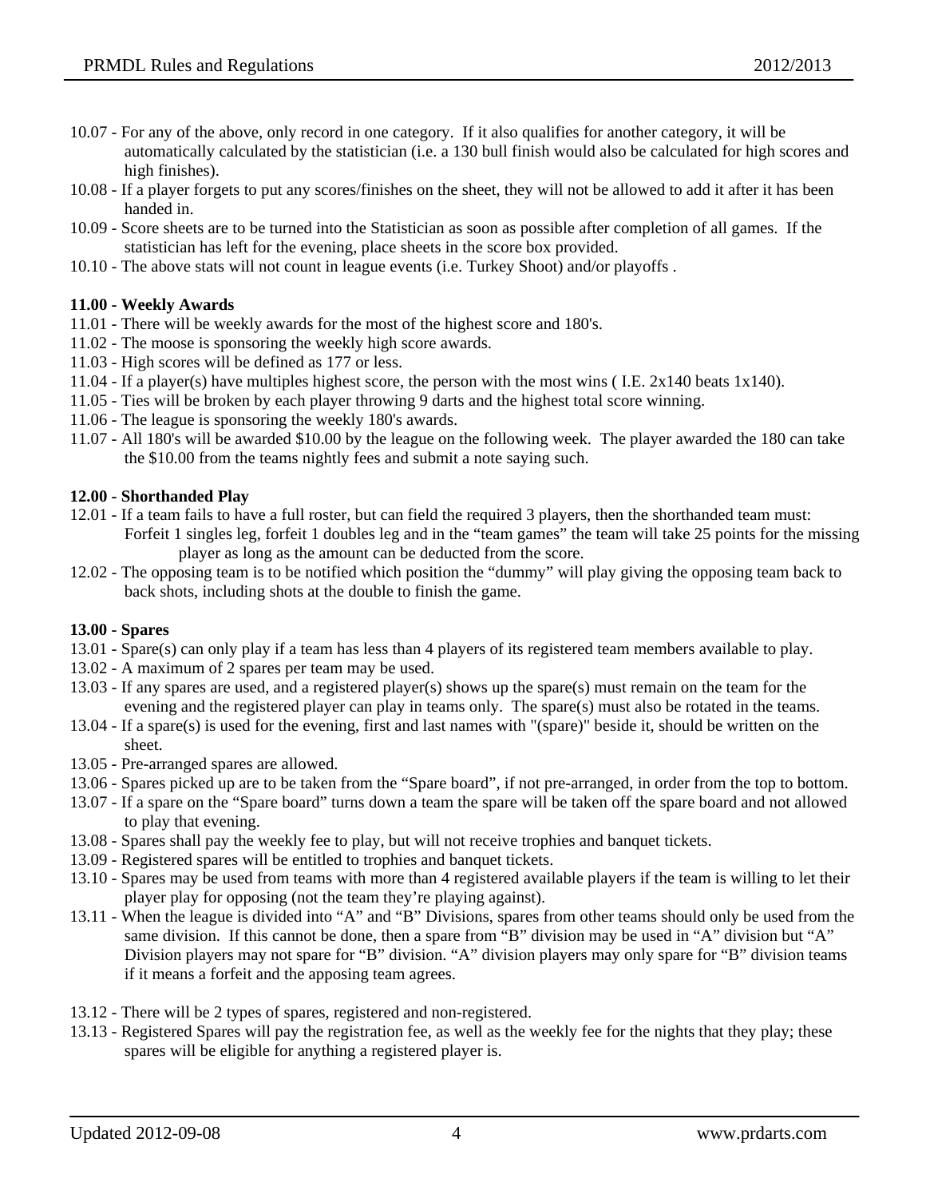10.07 - For any of the above, only record in one category. If it also qualifies for another category, it will be automatically calculated by the statistician (i.e. a 130 bull finish would also be calculated for high scores and high finishes).

10.08 - If a player forgets to put any scores/finishes on the sheet, they will not be allowed to add it after it has been handed in.

10.09 - Score sheets are to be turned into the Statistician as soon as possible after completion of all games. If the statistician has left for the evening, place sheets in the score box provided.

10.10 - The above stats will not count in league events (i.e. Turkey Shoot) and/or playoffs .

**11.00 - Weekly Awards**

11.01 - There will be weekly awards for the most of the highest score and 180's.

11.02 - The moose is sponsoring the weekly high score awards.

11.03 - High scores will be defined as 177 or less.

11.04 - If a player(s) have multiples highest score, the person with the most wins ( I.E. 2x140 beats 1x140).

11.05 - Ties will be broken by each player throwing 9 darts and the highest total score winning.

11.06 - The league is sponsoring the weekly 180's awards.

11.07 - All 180's will be awarded $10.00 by the league on the following week. The player awarded the 180 can take the $10.00 from the teams nightly fees and submit a note saying such.

**12.00 - Shorthanded Play**

12.01 - If a team fails to have a full roster, but can field the required 3 players, then the shorthanded team must: Forfeit 1 singles leg, forfeit 1 doubles leg and in the "team games" the team will take 25 points for the missing player as long as the amount can be deducted from the score.

12.02 - The opposing team is to be notified which position the "dummy" will play giving the opposing team back to back shots, including shots at the double to finish the game.

**13.00 - Spares**

13.01 - Spare(s) can only play if a team has less than 4 players of its registered team members available to play.

13.02 - A maximum of 2 spares per team may be used.

13.03 - If any spares are used, and a registered player(s) shows up the spare(s) must remain on the team for the evening and the registered player can play in teams only. The spare(s) must also be rotated in the teams.

13.04 - If a spare(s) is used for the evening, first and last names with "(spare)" beside it, should be written on the sheet.

13.05 - Pre-arranged spares are allowed.

13.06 - Spares picked up are to be taken from the "Spare board", if not pre-arranged, in order from the top to bottom.

13.07 - If a spare on the "Spare board" turns down a team the spare will be taken off the spare board and not allowed to play that evening.

13.08 - Spares shall pay the weekly fee to play, but will not receive trophies and banquet tickets.

13.09 - Registered spares will be entitled to trophies and banquet tickets.

13.10 - Spares may be used from teams with more than 4 registered available players if the team is willing to let their player play for opposing (not the team they're playing against).

13.11 - When the league is divided into "A" and "B" Divisions, spares from other teams should only be used from the same division. If this cannot be done, then a spare from "B" division may be used in "A" division but "A" Division players may not spare for "B" division. "A" division players may only spare for "B" division teams if it means a forfeit and the apposing team agrees.

13.12 - There will be 2 types of spares, registered and non-registered.

13.13 - Registered Spares will pay the registration fee, as well as the weekly fee for the nights that they play; these spares will be eligible for anything a registered player is.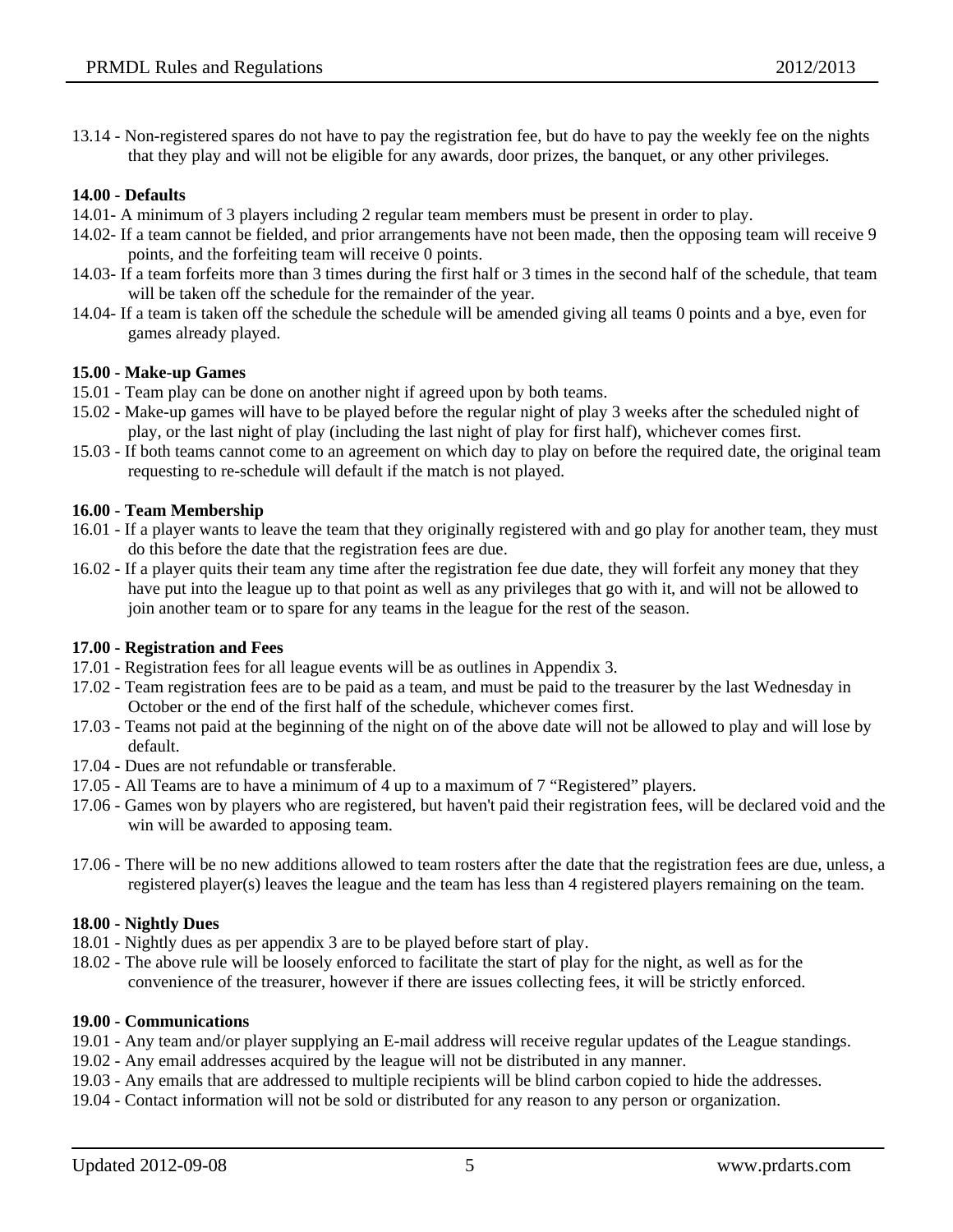13.14 - Non-registered spares do not have to pay the registration fee, but do have to pay the weekly fee on the nights that they play and will not be eligible for any awards, door prizes, the banquet, or any other privileges.

**14.00 - Defaults**

14.01- A minimum of 3 players including 2 regular team members must be present in order to play.

14.02- If a team cannot be fielded, and prior arrangements have not been made, then the opposing team will receive 9 points, and the forfeiting team will receive 0 points.

14.03- If a team forfeits more than 3 times during the first half or 3 times in the second half of the schedule, that team will be taken off the schedule for the remainder of the year.

14.04- If a team is taken off the schedule the schedule will be amended giving all teams 0 points and a bye, even for games already played.

**15.00 - Make-up Games**

15.01 - Team play can be done on another night if agreed upon by both teams.

15.02 - Make-up games will have to be played before the regular night of play 3 weeks after the scheduled night of play, or the last night of play (including the last night of play for first half), whichever comes first.

15.03 - If both teams cannot come to an agreement on which day to play on before the required date, the original team requesting to re-schedule will default if the match is not played.

**16.00 - Team Membership**

16.01 - If a player wants to leave the team that they originally registered with and go play for another team, they must do this before the date that the registration fees are due.

16.02 - If a player quits their team any time after the registration fee due date, they will forfeit any money that they have put into the league up to that point as well as any privileges that go with it, and will not be allowed to join another team or to spare for any teams in the league for the rest of the season.

**17.00 - Registration and Fees**

17.01 - Registration fees for all league events will be as outlines in Appendix 3.

17.02 - Team registration fees are to be paid as a team, and must be paid to the treasurer by the last Wednesday in October or the end of the first half of the schedule, whichever comes first.

17.03 - Teams not paid at the beginning of the night on of the above date will not be allowed to play and will lose by default.

17.04 - Dues are not refundable or transferable.

17.05 - All Teams are to have a minimum of 4 up to a maximum of 7 "Registered" players.

17.06 - Games won by players who are registered, but haven't paid their registration fees, will be declared void and the win will be awarded to apposing team.

17.06 - There will be no new additions allowed to team rosters after the date that the registration fees are due, unless, a registered player(s) leaves the league and the team has less than 4 registered players remaining on the team.

**18.00 - Nightly Dues**

18.01 - Nightly dues as per appendix 3 are to be played before start of play.

18.02 - The above rule will be loosely enforced to facilitate the start of play for the night, as well as for the convenience of the treasurer, however if there are issues collecting fees, it will be strictly enforced.

**19.00 - Communications**

19.01 - Any team and/or player supplying an E-mail address will receive regular updates of the League standings.

19.02 - Any email addresses acquired by the league will not be distributed in any manner.

19.03 - Any emails that are addressed to multiple recipients will be blind carbon copied to hide the addresses.

19.04 - Contact information will not be sold or distributed for any reason to any person or organization.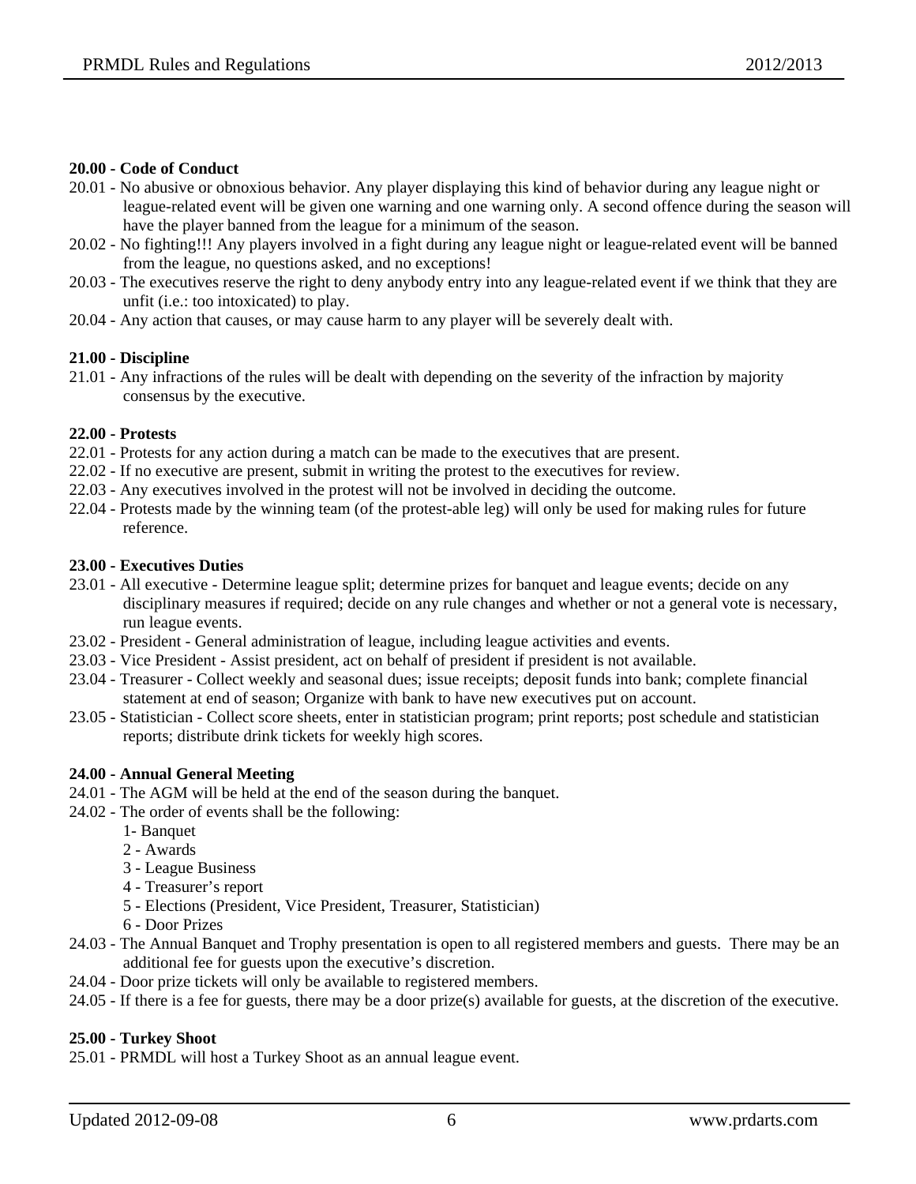**20.00 - Code of Conduct**

20.01 - No abusive or obnoxious behavior. Any player displaying this kind of behavior during any league night or league-related event will be given one warning and one warning only. A second offence during the season will have the player banned from the league for a minimum of the season.

20.02 - No fighting!!! Any players involved in a fight during any league night or league-related event will be banned from the league, no questions asked, and no exceptions!

20.03 - The executives reserve the right to deny anybody entry into any league-related event if we think that they are unfit (i.e.: too intoxicated) to play.

20.04 - Any action that causes, or may cause harm to any player will be severely dealt with.

**21.00 - Discipline**

21.01 - Any infractions of the rules will be dealt with depending on the severity of the infraction by majority consensus by the executive.

**22.00 - Protests**

22.01 - Protests for any action during a match can be made to the executives that are present.

22.02 - If no executive are present, submit in writing the protest to the executives for review.

22.03 - Any executives involved in the protest will not be involved in deciding the outcome.

22.04 - Protests made by the winning team (of the protest-able leg) will only be used for making rules for future reference.

**23.00 - Executives Duties**

23.01 - All executive - Determine league split; determine prizes for banquet and league events; decide on any disciplinary measures if required; decide on any rule changes and whether or not a general vote is necessary, run league events.

23.02 - President - General administration of league, including league activities and events.

23.03 - Vice President - Assist president, act on behalf of president if president is not available.

23.04 - Treasurer - Collect weekly and seasonal dues; issue receipts; deposit funds into bank; complete financial statement at end of season; Organize with bank to have new executives put on account.

23.05 - Statistician - Collect score sheets, enter in statistician program; print reports; post schedule and statistician reports; distribute drink tickets for weekly high scores.

**24.00 - Annual General Meeting**

24.01 - The AGM will be held at the end of the season during the banquet.

24.02 - The order of events shall be the following:

1- Banquet
2 - Awards
3 - League Business
4 - Treasurer's report
5 - Elections (President, Vice President, Treasurer, Statistician)
6 - Door Prizes

24.03 - The Annual Banquet and Trophy presentation is open to all registered members and guests. There may be an additional fee for guests upon the executive's discretion.

24.04 - Door prize tickets will only be available to registered members.

24.05 - If there is a fee for guests, there may be a door prize(s) available for guests, at the discretion of the executive.

**25.00 - Turkey Shoot**

25.01 - PRMDL will host a Turkey Shoot as an annual league event.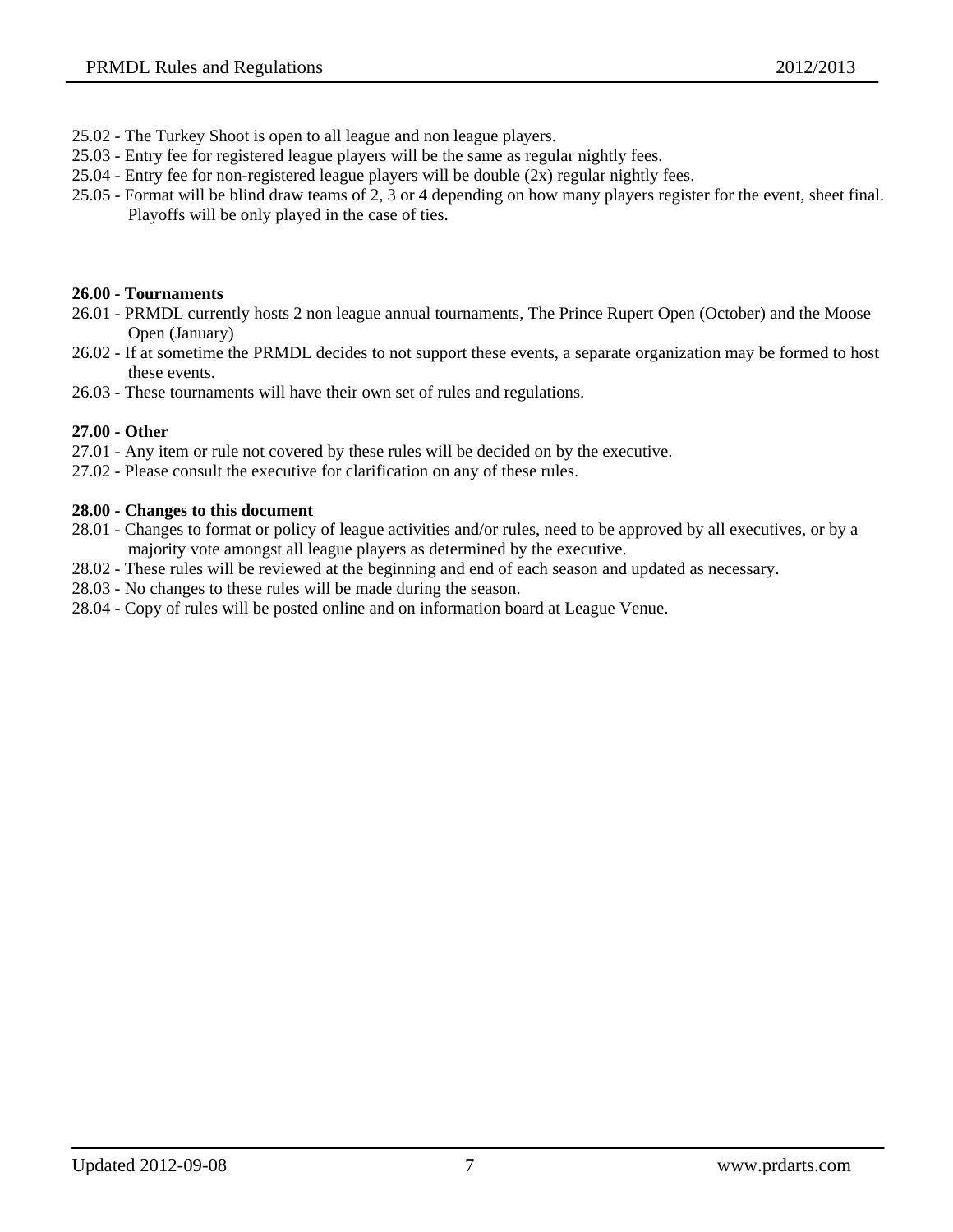25.02 - The Turkey Shoot is open to all league and non league players.
25.03 - Entry fee for registered league players will be the same as regular nightly fees.
25.04 - Entry fee for non-registered league players will be double (2x) regular nightly fees.
25.05 - Format will be blind draw teams of 2, 3 or 4 depending on how many players register for the event, sheet final. Playoffs will be only played in the case of ties.

**26.00 - Tournaments**

26.01 - PRMDL currently hosts 2 non league annual tournaments, The Prince Rupert Open (October) and the Moose Open (January)
26.02 - If at sometime the PRMDL decides to not support these events, a separate organization may be formed to host these events.
26.03 - These tournaments will have their own set of rules and regulations.

**27.00 - Other**

27.01 - Any item or rule not covered by these rules will be decided on by the executive.
27.02 - Please consult the executive for clarification on any of these rules.

**28.00 - Changes to this document**

28.01 - Changes to format or policy of league activities and/or rules, need to be approved by all executives, or by a majority vote amongst all league players as determined by the executive.
28.02 - These rules will be reviewed at the beginning and end of each season and updated as necessary.
28.03 - No changes to these rules will be made during the season.
28.04 - Copy of rules will be posted online and on information board at League Venue.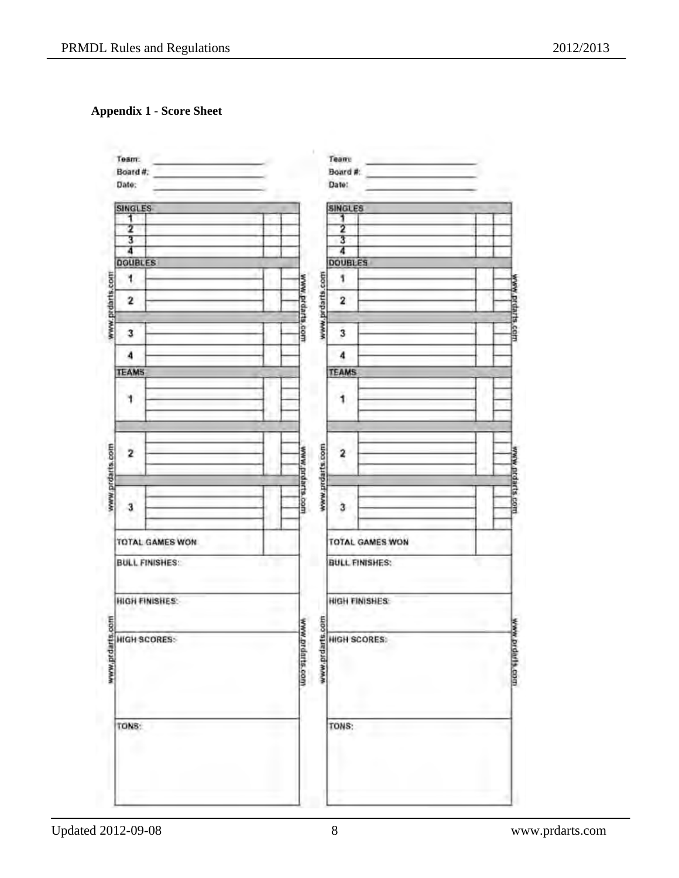### Appendix 1 - Score Sheet

Team: \_\_\_\_\_\_\_\_\_\_\_\_\_\_\_\_\_\_\_\_

Board #: \_\_\_\_\_\_\_\_\_\_\_\_\_\_\_\_\_\_\_\_

Date: \_\_\_\_\_\_\_\_\_\_\_\_\_\_\_\_\_\_\_\_

| SINGLES | | | |
|---|---|---|---|
| 1 | | | |
| 2 | | | |
| 3 | | | |
| 4 | | | |
| **DOUBLES** | | | |
| 1 | | | |
| 2 | | | |
| 3 | | | |
| 4 | | | |
| **TEAMS** | | | |
| 1 | | | |
| 2 | | | |
| 3 | | | |
| **TOTAL GAMES WON** | | | |

BULL FINISHES:

HIGH FINISHES:

HIGH SCORES:

TONS:

Team: \_\_\_\_\_\_\_\_\_\_\_\_\_\_\_\_\_\_\_\_

Board #: \_\_\_\_\_\_\_\_\_\_\_\_\_\_\_\_\_\_\_\_

Date: \_\_\_\_\_\_\_\_\_\_\_\_\_\_\_\_\_\_\_\_

| SINGLES | | | |
|---|---|---|---|
| 1 | | | |
| 2 | | | |
| 3 | | | |
| 4 | | | |
| **DOUBLES** | | | |
| 1 | | | |
| 2 | | | |
| 3 | | | |
| 4 | | | |
| **TEAMS** | | | |
| 1 | | | |
| 2 | | | |
| 3 | | | |
| **TOTAL GAMES WON** | | | |

BULL FINISHES:

HIGH FINISHES:

HIGH SCORES:

TONS:

www.prdarts.com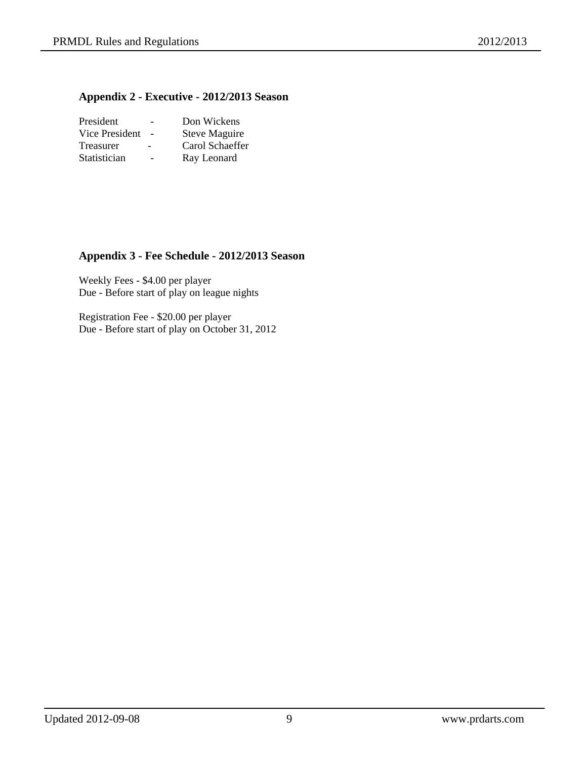## Appendix 2 - Executive - 2012/2013 Season

| | | |
|---|---|---|
| President | - | Don Wickens |
| Vice President | - | Steve Maguire |
| Treasurer | - | Carol Schaeffer |
| Statistician | - | Ray Leonard |

## Appendix 3 - Fee Schedule - 2012/2013 Season

Weekly Fees - $4.00 per player
Due - Before start of play on league nights

Registration Fee - $20.00 per player
Due - Before start of play on October 31, 2012